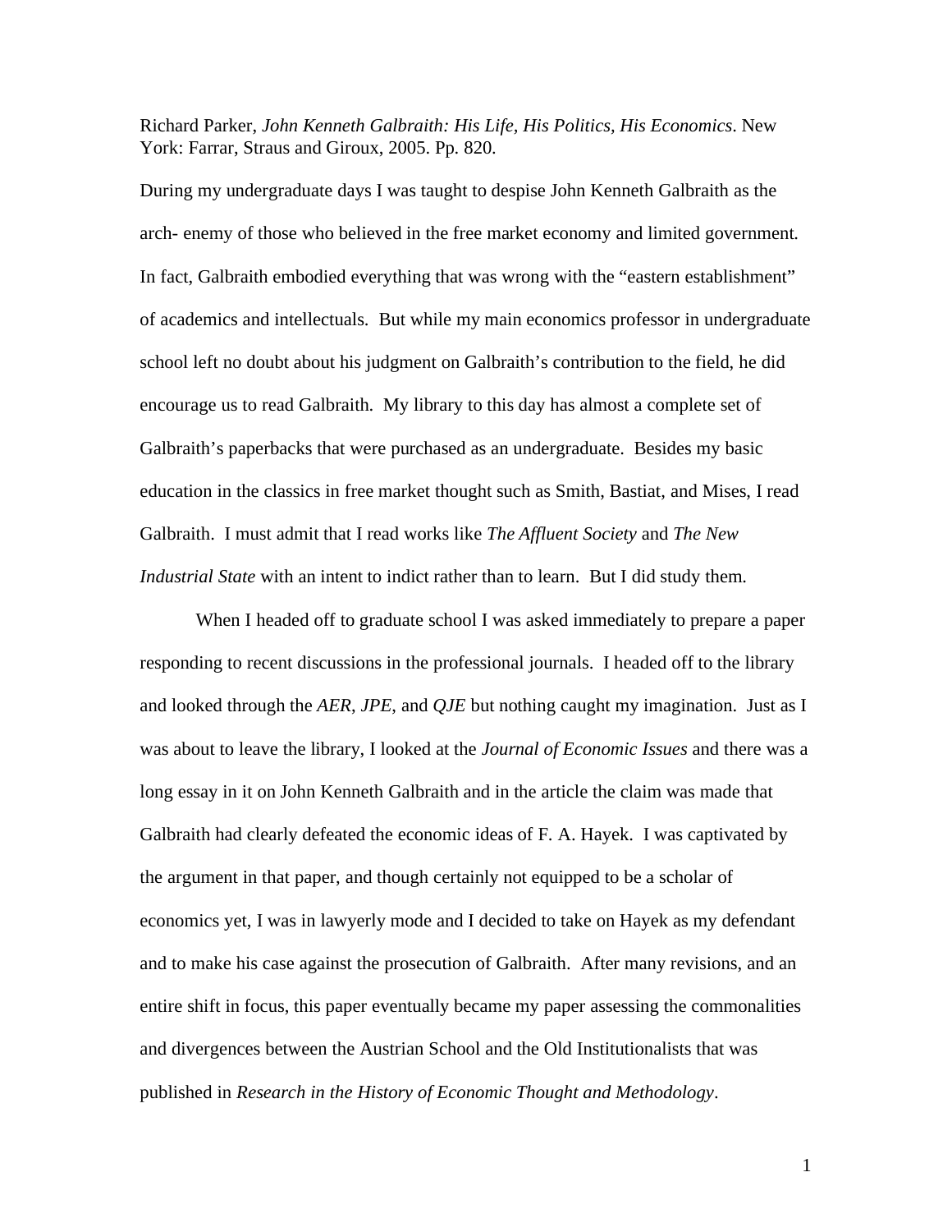Richard Parker, *John Kenneth Galbraith: His Life, His Politics, His Economics*. New York: Farrar, Straus and Giroux, 2005. Pp. 820.

During my undergraduate days I was taught to despise John Kenneth Galbraith as the arch- enemy of those who believed in the free market economy and limited government. In fact, Galbraith embodied everything that was wrong with the "eastern establishment" of academics and intellectuals. But while my main economics professor in undergraduate school left no doubt about his judgment on Galbraith's contribution to the field, he did encourage us to read Galbraith. My library to this day has almost a complete set of Galbraith's paperbacks that were purchased as an undergraduate. Besides my basic education in the classics in free market thought such as Smith, Bastiat, and Mises, I read Galbraith. I must admit that I read works like *The Affluent Society* and *The New Industrial State* with an intent to indict rather than to learn. But I did study them.

When I headed off to graduate school I was asked immediately to prepare a paper responding to recent discussions in the professional journals. I headed off to the library and looked through the *AER*, *JPE*, and *QJE* but nothing caught my imagination. Just as I was about to leave the library, I looked at the *Journal of Economic Issues* and there was a long essay in it on John Kenneth Galbraith and in the article the claim was made that Galbraith had clearly defeated the economic ideas of F. A. Hayek. I was captivated by the argument in that paper, and though certainly not equipped to be a scholar of economics yet, I was in lawyerly mode and I decided to take on Hayek as my defendant and to make his case against the prosecution of Galbraith. After many revisions, and an entire shift in focus, this paper eventually became my paper assessing the commonalities and divergences between the Austrian School and the Old Institutionalists that was published in *Research in the History of Economic Thought and Methodology*.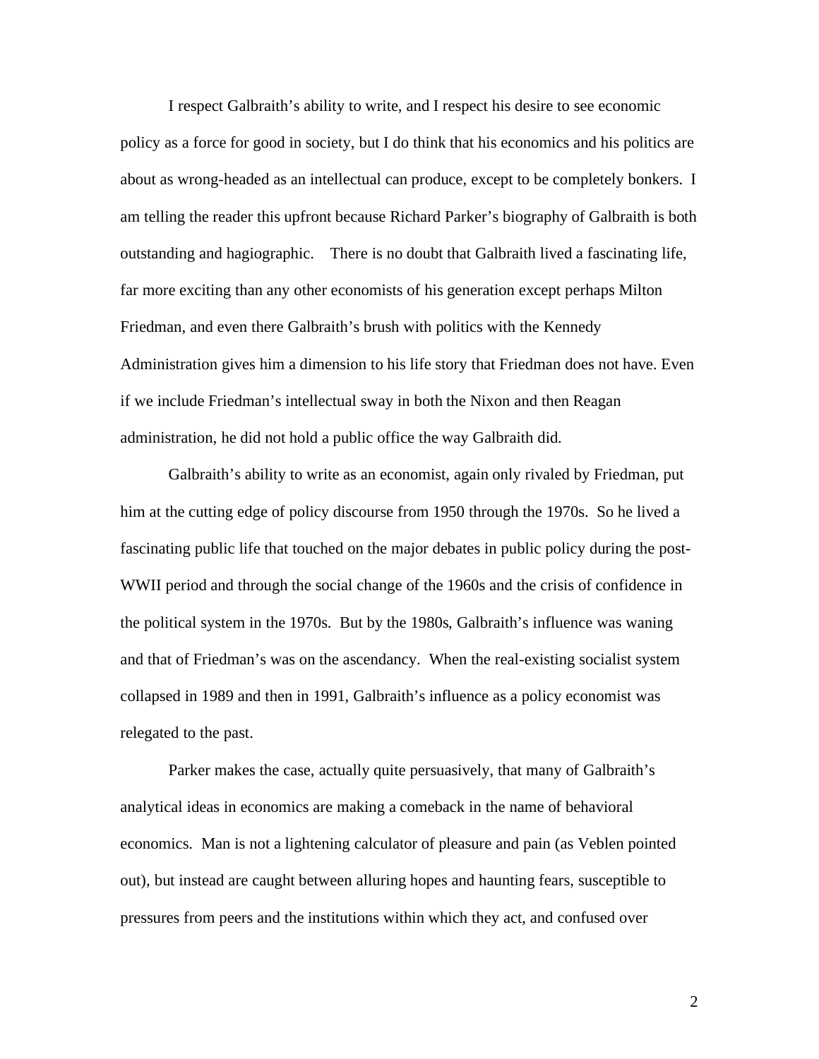I respect Galbraith's ability to write, and I respect his desire to see economic policy as a force for good in society, but I do think that his economics and his politics are about as wrong-headed as an intellectual can produce, except to be completely bonkers. I am telling the reader this upfront because Richard Parker's biography of Galbraith is both outstanding and hagiographic. There is no doubt that Galbraith lived a fascinating life, far more exciting than any other economists of his generation except perhaps Milton Friedman, and even there Galbraith's brush with politics with the Kennedy Administration gives him a dimension to his life story that Friedman does not have. Even if we include Friedman's intellectual sway in both the Nixon and then Reagan administration, he did not hold a public office the way Galbraith did.

Galbraith's ability to write as an economist, again only rivaled by Friedman, put him at the cutting edge of policy discourse from 1950 through the 1970s. So he lived a fascinating public life that touched on the major debates in public policy during the post-WWII period and through the social change of the 1960s and the crisis of confidence in the political system in the 1970s. But by the 1980s, Galbraith's influence was waning and that of Friedman's was on the ascendancy. When the real-existing socialist system collapsed in 1989 and then in 1991, Galbraith's influence as a policy economist was relegated to the past.

Parker makes the case, actually quite persuasively, that many of Galbraith's analytical ideas in economics are making a comeback in the name of behavioral economics. Man is not a lightening calculator of pleasure and pain (as Veblen pointed out), but instead are caught between alluring hopes and haunting fears, susceptible to pressures from peers and the institutions within which they act, and confused over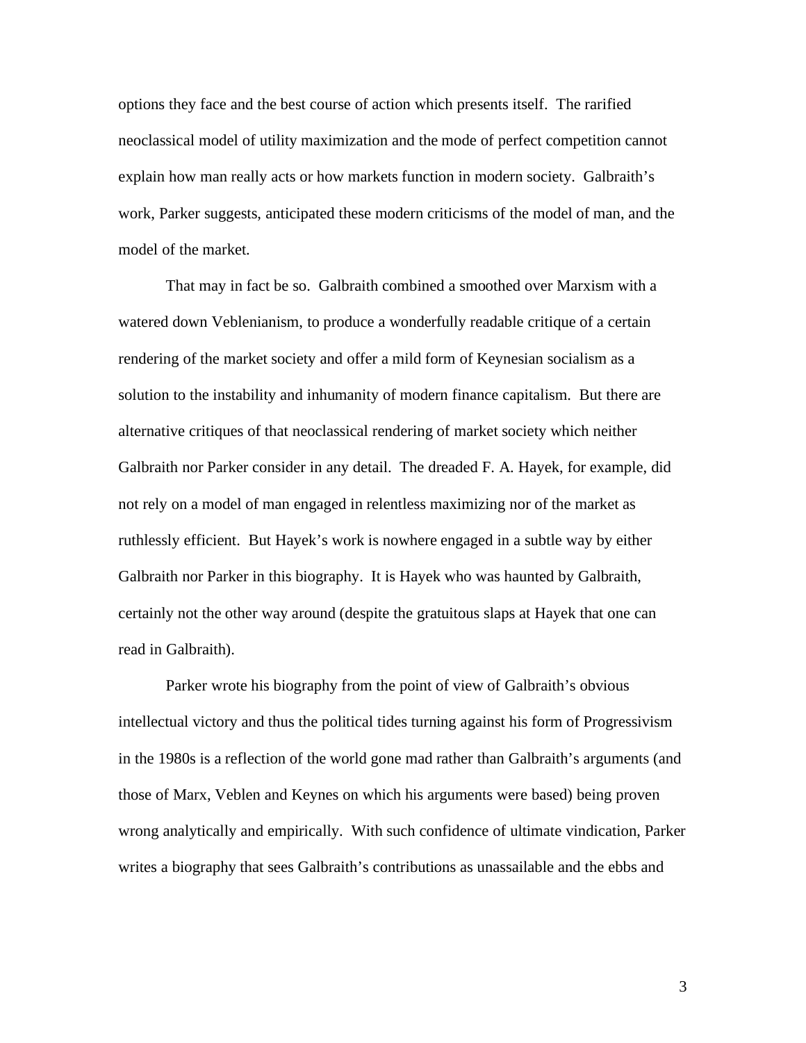options they face and the best course of action which presents itself. The rarified neoclassical model of utility maximization and the mode of perfect competition cannot explain how man really acts or how markets function in modern society. Galbraith's work, Parker suggests, anticipated these modern criticisms of the model of man, and the model of the market.

That may in fact be so. Galbraith combined a smoothed over Marxism with a watered down Veblenianism, to produce a wonderfully readable critique of a certain rendering of the market society and offer a mild form of Keynesian socialism as a solution to the instability and inhumanity of modern finance capitalism. But there are alternative critiques of that neoclassical rendering of market society which neither Galbraith nor Parker consider in any detail. The dreaded F. A. Hayek, for example, did not rely on a model of man engaged in relentless maximizing nor of the market as ruthlessly efficient. But Hayek's work is nowhere engaged in a subtle way by either Galbraith nor Parker in this biography. It is Hayek who was haunted by Galbraith, certainly not the other way around (despite the gratuitous slaps at Hayek that one can read in Galbraith).

Parker wrote his biography from the point of view of Galbraith's obvious intellectual victory and thus the political tides turning against his form of Progressivism in the 1980s is a reflection of the world gone mad rather than Galbraith's arguments (and those of Marx, Veblen and Keynes on which his arguments were based) being proven wrong analytically and empirically. With such confidence of ultimate vindication, Parker writes a biography that sees Galbraith's contributions as unassailable and the ebbs and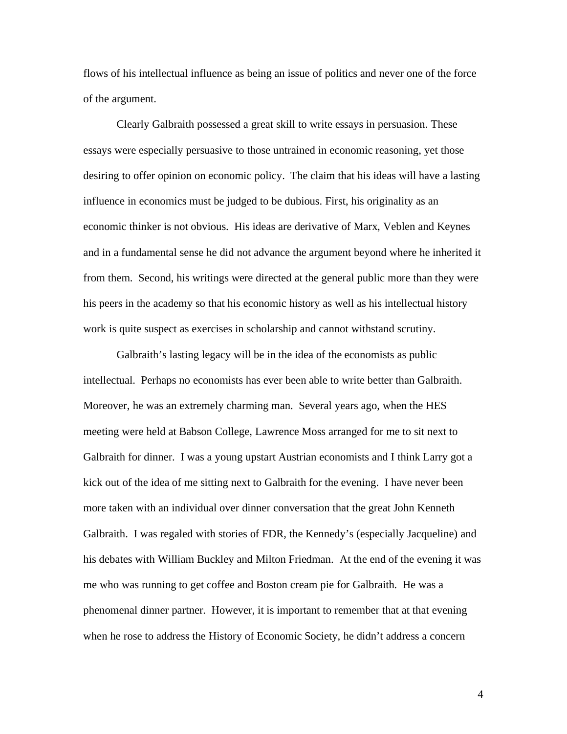flows of his intellectual influence as being an issue of politics and never one of the force of the argument.

Clearly Galbraith possessed a great skill to write essays in persuasion. These essays were especially persuasive to those untrained in economic reasoning, yet those desiring to offer opinion on economic policy. The claim that his ideas will have a lasting influence in economics must be judged to be dubious. First, his originality as an economic thinker is not obvious. His ideas are derivative of Marx, Veblen and Keynes and in a fundamental sense he did not advance the argument beyond where he inherited it from them. Second, his writings were directed at the general public more than they were his peers in the academy so that his economic history as well as his intellectual history work is quite suspect as exercises in scholarship and cannot withstand scrutiny.

Galbraith's lasting legacy will be in the idea of the economists as public intellectual. Perhaps no economists has ever been able to write better than Galbraith. Moreover, he was an extremely charming man. Several years ago, when the HES meeting were held at Babson College, Lawrence Moss arranged for me to sit next to Galbraith for dinner. I was a young upstart Austrian economists and I think Larry got a kick out of the idea of me sitting next to Galbraith for the evening. I have never been more taken with an individual over dinner conversation that the great John Kenneth Galbraith. I was regaled with stories of FDR, the Kennedy's (especially Jacqueline) and his debates with William Buckley and Milton Friedman. At the end of the evening it was me who was running to get coffee and Boston cream pie for Galbraith. He was a phenomenal dinner partner. However, it is important to remember that at that evening when he rose to address the History of Economic Society, he didn't address a concern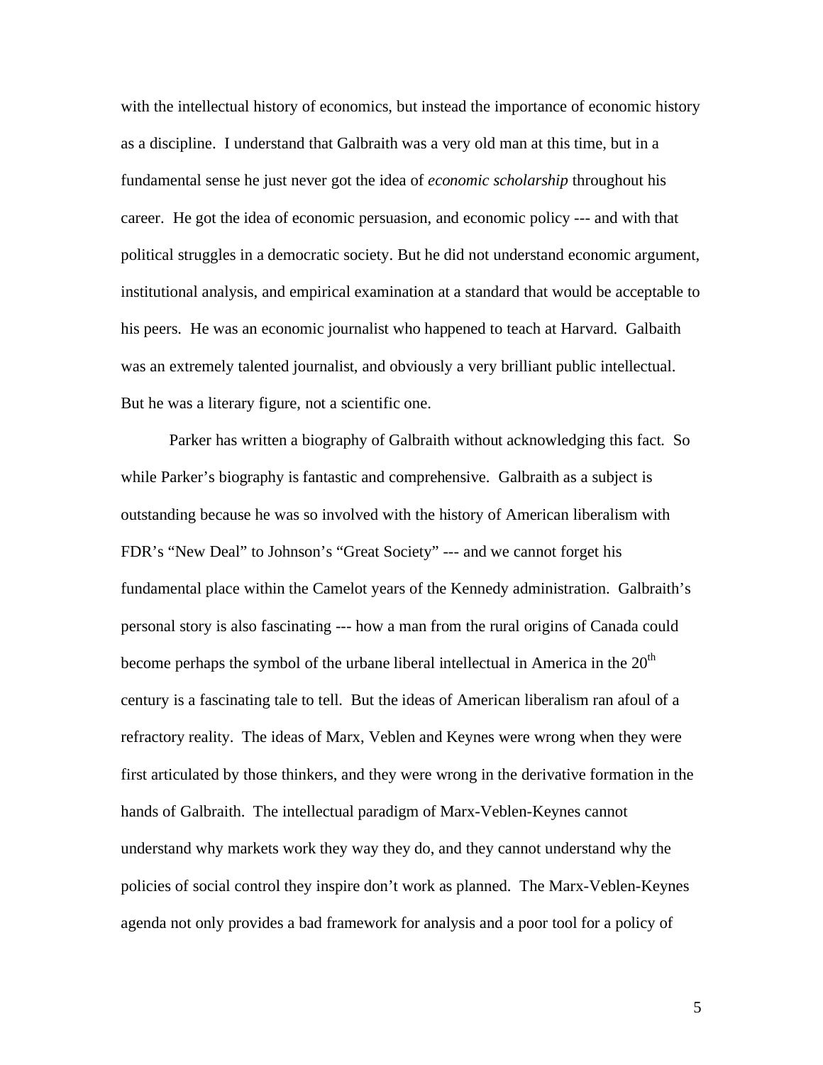with the intellectual history of economics, but instead the importance of economic history as a discipline. I understand that Galbraith was a very old man at this time, but in a fundamental sense he just never got the idea of *economic scholarship* throughout his career. He got the idea of economic persuasion, and economic policy --- and with that political struggles in a democratic society. But he did not understand economic argument, institutional analysis, and empirical examination at a standard that would be acceptable to his peers. He was an economic journalist who happened to teach at Harvard. Galbaith was an extremely talented journalist, and obviously a very brilliant public intellectual. But he was a literary figure, not a scientific one.

Parker has written a biography of Galbraith without acknowledging this fact. So while Parker's biography is fantastic and comprehensive. Galbraith as a subject is outstanding because he was so involved with the history of American liberalism with FDR's "New Deal" to Johnson's "Great Society" --- and we cannot forget his fundamental place within the Camelot years of the Kennedy administration. Galbraith's personal story is also fascinating --- how a man from the rural origins of Canada could become perhaps the symbol of the urbane liberal intellectual in America in the 20th century is a fascinating tale to tell. But the ideas of American liberalism ran afoul of a refractory reality. The ideas of Marx, Veblen and Keynes were wrong when they were first articulated by those thinkers, and they were wrong in the derivative formation in the hands of Galbraith. The intellectual paradigm of Marx-Veblen-Keynes cannot understand why markets work they way they do, and they cannot understand why the policies of social control they inspire don't work as planned. The Marx-Veblen-Keynes agenda not only provides a bad framework for analysis and a poor tool for a policy of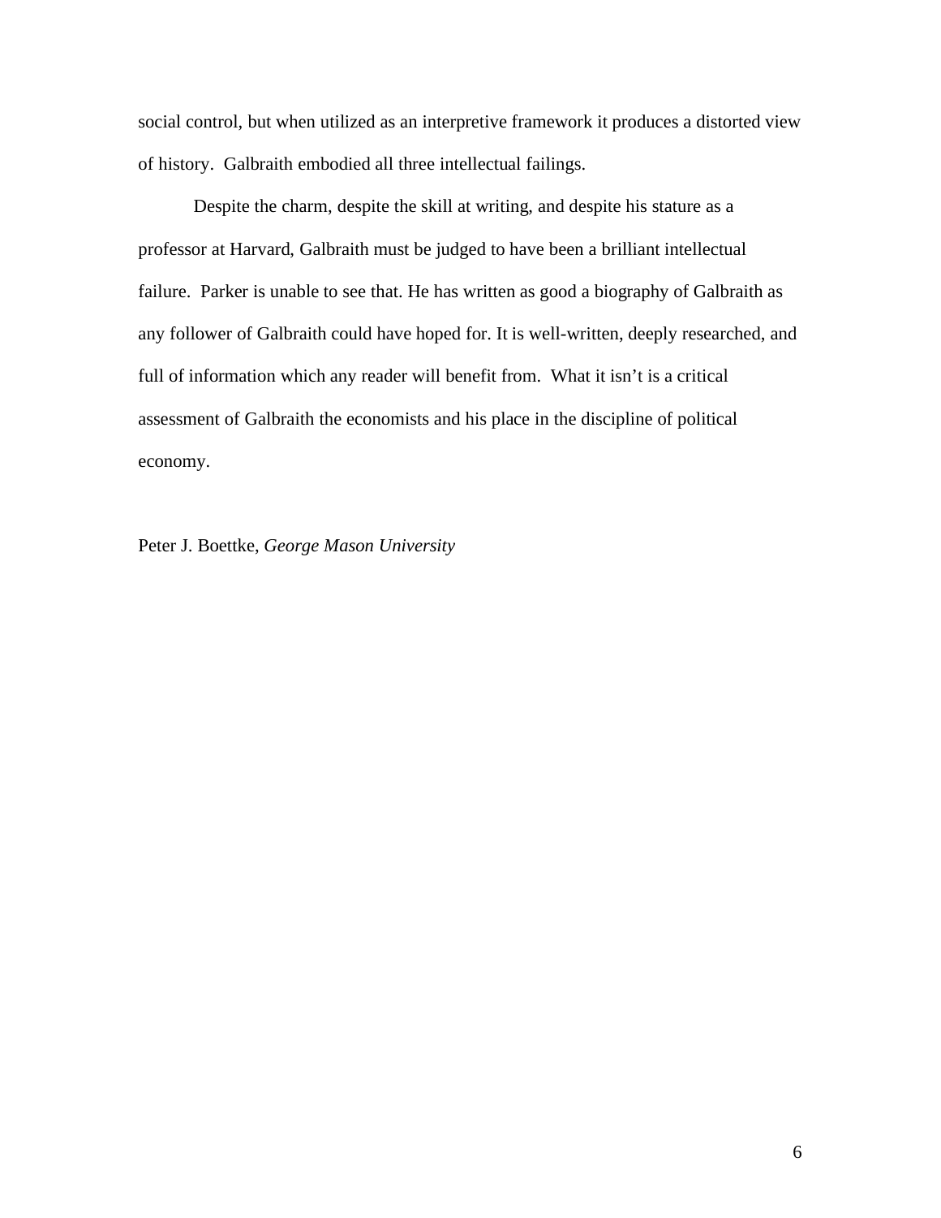social control, but when utilized as an interpretive framework it produces a distorted view of history. Galbraith embodied all three intellectual failings.

Despite the charm, despite the skill at writing, and despite his stature as a professor at Harvard, Galbraith must be judged to have been a brilliant intellectual failure. Parker is unable to see that. He has written as good a biography of Galbraith as any follower of Galbraith could have hoped for. It is well-written, deeply researched, and full of information which any reader will benefit from. What it isn't is a critical assessment of Galbraith the economists and his place in the discipline of political economy.

Peter J. Boettke, *George Mason University*